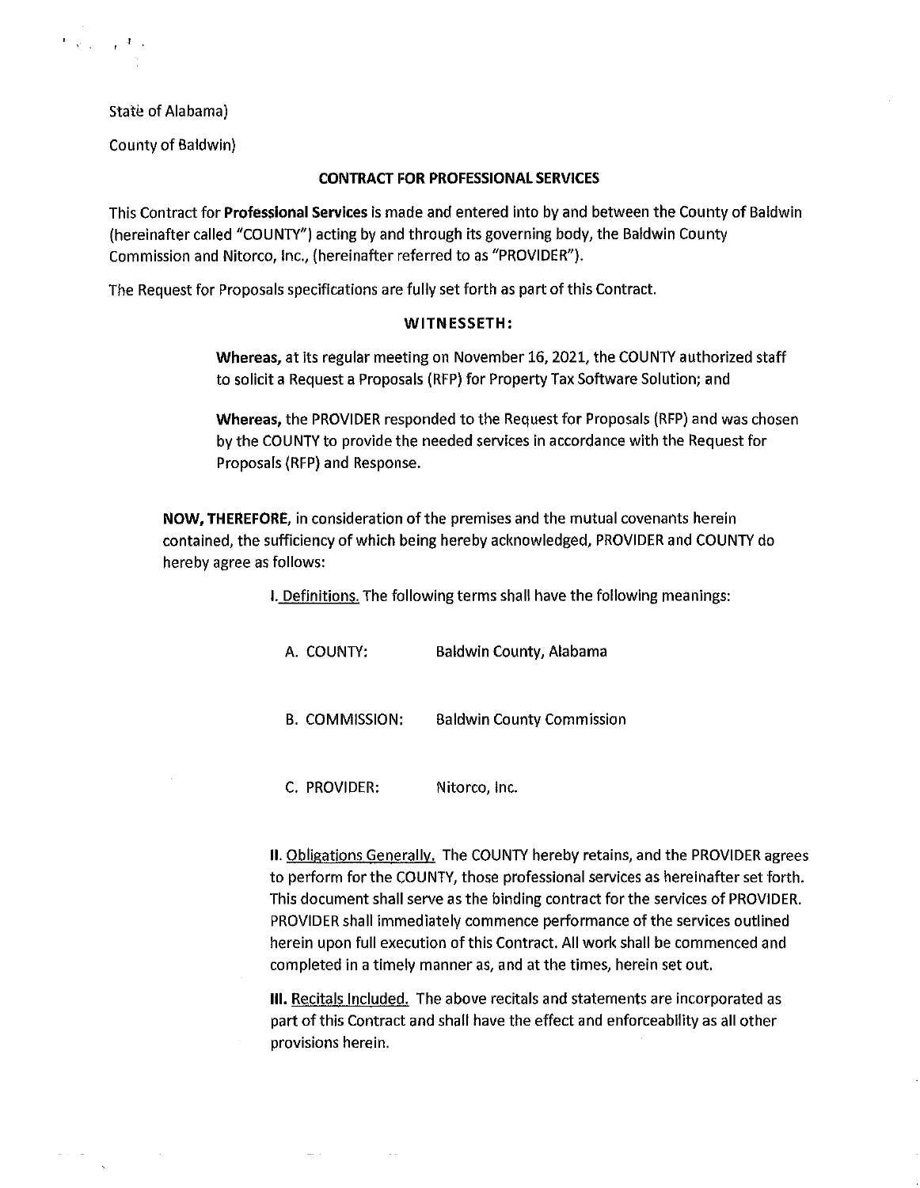State of Alabama)

County of Baldwin)

## CONTRACT FOR PROFESSIONAL SERVICES

This Contract for **Professional Services** is made and entered into by and between the County of Baldwin (hereinafter called "COUNTY") acting by and through its governing body, the Baldwin County Commission and Nitorco, Inc., (hereinafter referred to as "PROVIDER").

The Request for Proposals specifications are fully set forth as part of this Contract.

### WITNESSETH:

**Whereas,** at its regular meeting on November 16, 2021, the COUNTY authorized staff to solicit a Request a Proposals (RFP) for Property Tax Software Solution; and

**Whereas,** the PROVIDER responded to the Request for Proposals (RFP) and was chosen by the COUNTY to provide the needed services in accordance with the Request for Proposals (RFP) and Response.

**NOW, THEREFORE,** in consideration of the premises and the mutual covenants herein contained, the sufficiency of which being hereby acknowledged, PROVIDER and COUNTY do hereby agree as follows:

I. Definitions. The following terms shall have the following meanings:

A. COUNTY: Baldwin County, Alabama

B. COMMISSION: Baldwin County Commission

C. PROVIDER: Nitorco, Inc.

**II.** Obligations Generally. The COUNTY hereby retains, and the PROVIDER agrees to perform for the COUNTY, those professional services as hereinafter set forth. This document shall serve as the binding contract for the services of PROVIDER. PROVIDER shall immediately commence performance of the services outlined herein upon full execution of this Contract. All work shall be commenced and completed in a timely manner as, and at the times, herein set out.

**III.** Recitals Included. The above recitals and statements are incorporated as part of this Contract and shall have the effect and enforceability as all other provisions herein.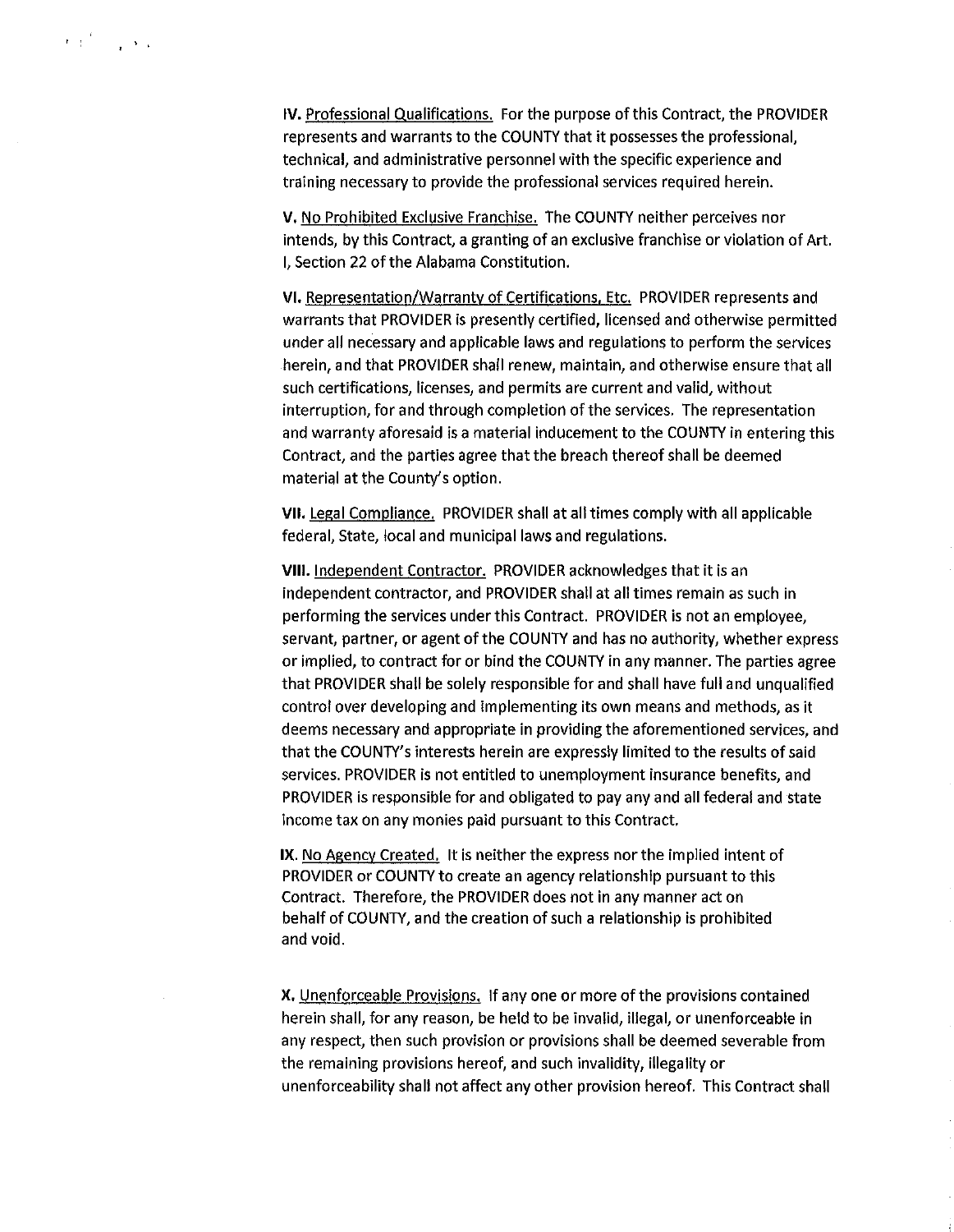**IV.** Professional Qualifications. For the purpose of this Contract, the PROVIDER represents and warrants to the COUNTY that it possesses the professional, technical, and administrative personnel with the specific experience and training necessary to provide the professional services required herein.

**V.** No Prohibited Exclusive Franchise. The COUNTY neither perceives nor intends, by this Contract, a granting of an exclusive franchise or violation of Art. I, Section 22 of the Alabama Constitution.

**VI.** Representation/Warranty of Certifications, Etc. PROVIDER represents and warrants that PROVIDER is presently certified, licensed and otherwise permitted under all necessary and applicable laws and regulations to perform the services herein, and that PROVIDER shall renew, maintain, and otherwise ensure that all such certifications, licenses, and permits are current and valid, without interruption, for and through completion of the services. The representation and warranty aforesaid is a material inducement to the COUNTY in entering this Contract, and the parties agree that the breach thereof shall be deemed material at the County's option.

**VII.** Legal Compliance. PROVIDER shall at all times comply with all applicable federal, State, local and municipal laws and regulations.

**VIII.** Independent Contractor. PROVIDER acknowledges that it is an independent contractor, and PROVIDER shall at all times remain as such in performing the services under this Contract. PROVIDER is not an employee, servant, partner, or agent of the COUNTY and has no authority, whether express or implied, to contract for or bind the COUNTY in any manner. The parties agree that PROVIDER shall be solely responsible for and shall have full and unqualified control over developing and implementing its own means and methods, as it deems necessary and appropriate in providing the aforementioned services, and that the COUNTY's interests herein are expressly limited to the results of said services. PROVIDER is not entitled to unemployment insurance benefits, and PROVIDER is responsible for and obligated to pay any and all federal and state income tax on any monies paid pursuant to this Contract.

**IX.** No Agency Created. It is neither the express nor the implied intent of PROVIDER or COUNTY to create an agency relationship pursuant to this Contract. Therefore, the PROVIDER does not in any manner act on behalf of COUNTY, and the creation of such a relationship is prohibited and void.

**X.** Unenforceable Provisions. If any one or more of the provisions contained herein shall, for any reason, be held to be invalid, illegal, or unenforceable in any respect, then such provision or provisions shall be deemed severable from the remaining provisions hereof, and such invalidity, illegality or unenforceability shall not affect any other provision hereof. This Contract shall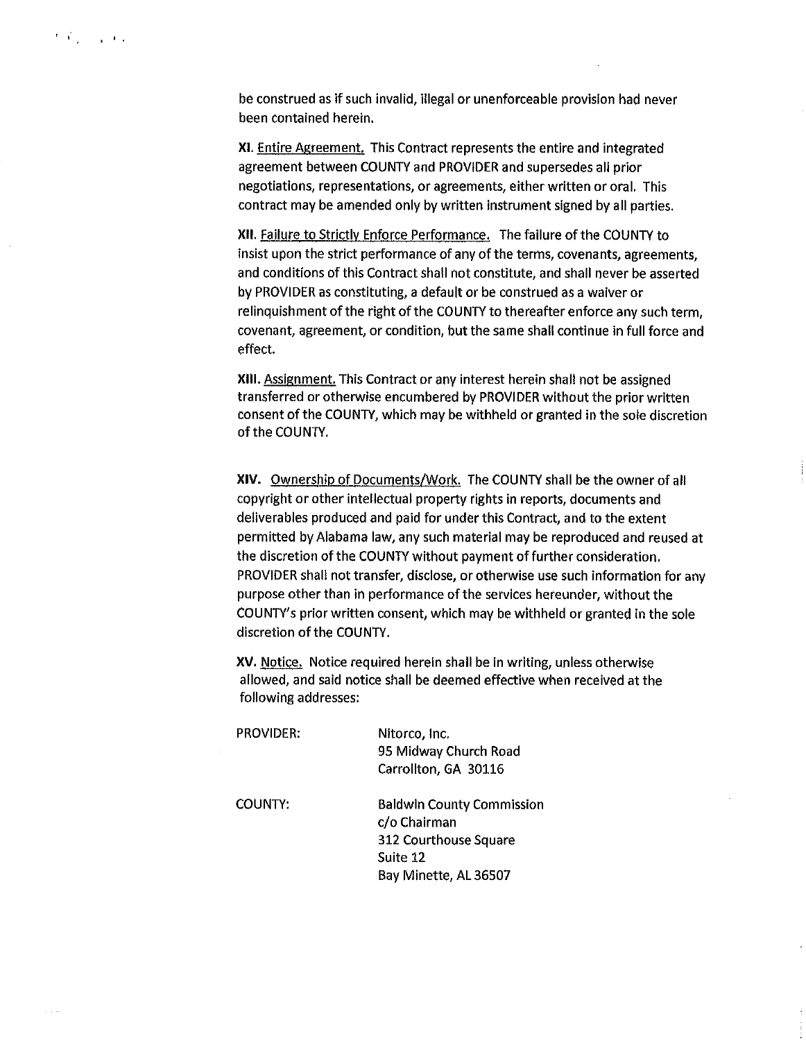be construed as if such invalid, illegal or unenforceable provision had never been contained herein.

**XI.** Entire Agreement. This Contract represents the entire and integrated agreement between COUNTY and PROVIDER and supersedes all prior negotiations, representations, or agreements, either written or oral. This contract may be amended only by written instrument signed by all parties.

**XII.** Failure to Strictly Enforce Performance. The failure of the COUNTY to insist upon the strict performance of any of the terms, covenants, agreements, and conditions of this Contract shall not constitute, and shall never be asserted by PROVIDER as constituting, a default or be construed as a waiver or relinquishment of the right of the COUNTY to thereafter enforce any such term, covenant, agreement, or condition, but the same shall continue in full force and effect.

**XIII.** Assignment. This Contract or any interest herein shall not be assigned transferred or otherwise encumbered by PROVIDER without the prior written consent of the COUNTY, which may be withheld or granted in the sole discretion of the COUNTY.

**XIV.** Ownership of Documents/Work. The COUNTY shall be the owner of all copyright or other intellectual property rights in reports, documents and deliverables produced and paid for under this Contract, and to the extent permitted by Alabama law, any such material may be reproduced and reused at the discretion of the COUNTY without payment of further consideration. PROVIDER shall not transfer, disclose, or otherwise use such information for any purpose other than in performance of the services hereunder, without the COUNTY's prior written consent, which may be withheld or granted in the sole discretion of the COUNTY.

**XV.** Notice. Notice required herein shall be in writing, unless otherwise allowed, and said notice shall be deemed effective when received at the following addresses:

PROVIDER:

Nitorco, Inc.
95 Midway Church Road
Carrollton, GA 30116

COUNTY:

Baldwin County Commission
c/o Chairman
312 Courthouse Square
Suite 12
Bay Minette, AL 36507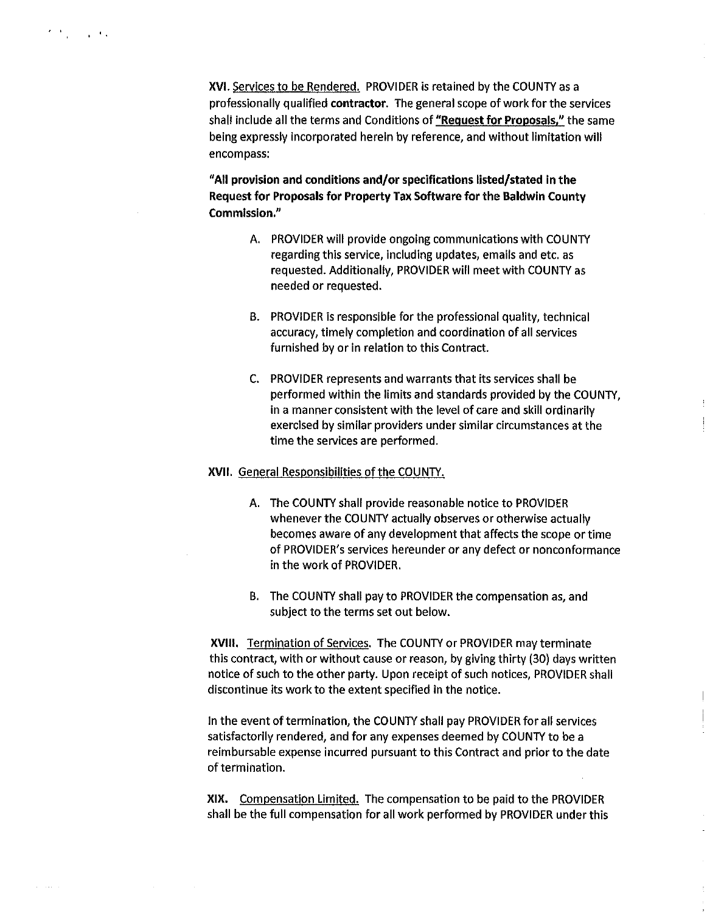**XVI.** Services to be Rendered. PROVIDER is retained by the COUNTY as a professionally qualified **contractor**. The general scope of work for the services shall include all the terms and Conditions of **"Request for Proposals,"** the same being expressly incorporated herein by reference, and without limitation will encompass:

**"All provision and conditions and/or specifications listed/stated in the Request for Proposals for Property Tax Software for the Baldwin County Commission."**

A. PROVIDER will provide ongoing communications with COUNTY regarding this service, including updates, emails and etc. as requested. Additionally, PROVIDER will meet with COUNTY as needed or requested.

B. PROVIDER is responsible for the professional quality, technical accuracy, timely completion and coordination of all services furnished by or in relation to this Contract.

C. PROVIDER represents and warrants that its services shall be performed within the limits and standards provided by the COUNTY, in a manner consistent with the level of care and skill ordinarily exercised by similar providers under similar circumstances at the time the services are performed.

**XVII.** General Responsibilities of the COUNTY.

A. The COUNTY shall provide reasonable notice to PROVIDER whenever the COUNTY actually observes or otherwise actually becomes aware of any development that affects the scope or time of PROVIDER's services hereunder or any defect or nonconformance in the work of PROVIDER.

B. The COUNTY shall pay to PROVIDER the compensation as, and subject to the terms set out below.

**XVIII.** Termination of Services. The COUNTY or PROVIDER may terminate this contract, with or without cause or reason, by giving thirty (30) days written notice of such to the other party. Upon receipt of such notices, PROVIDER shall discontinue its work to the extent specified in the notice.

In the event of termination, the COUNTY shall pay PROVIDER for all services satisfactorily rendered, and for any expenses deemed by COUNTY to be a reimbursable expense incurred pursuant to this Contract and prior to the date of termination.

**XIX.** Compensation Limited. The compensation to be paid to the PROVIDER shall be the full compensation for all work performed by PROVIDER under this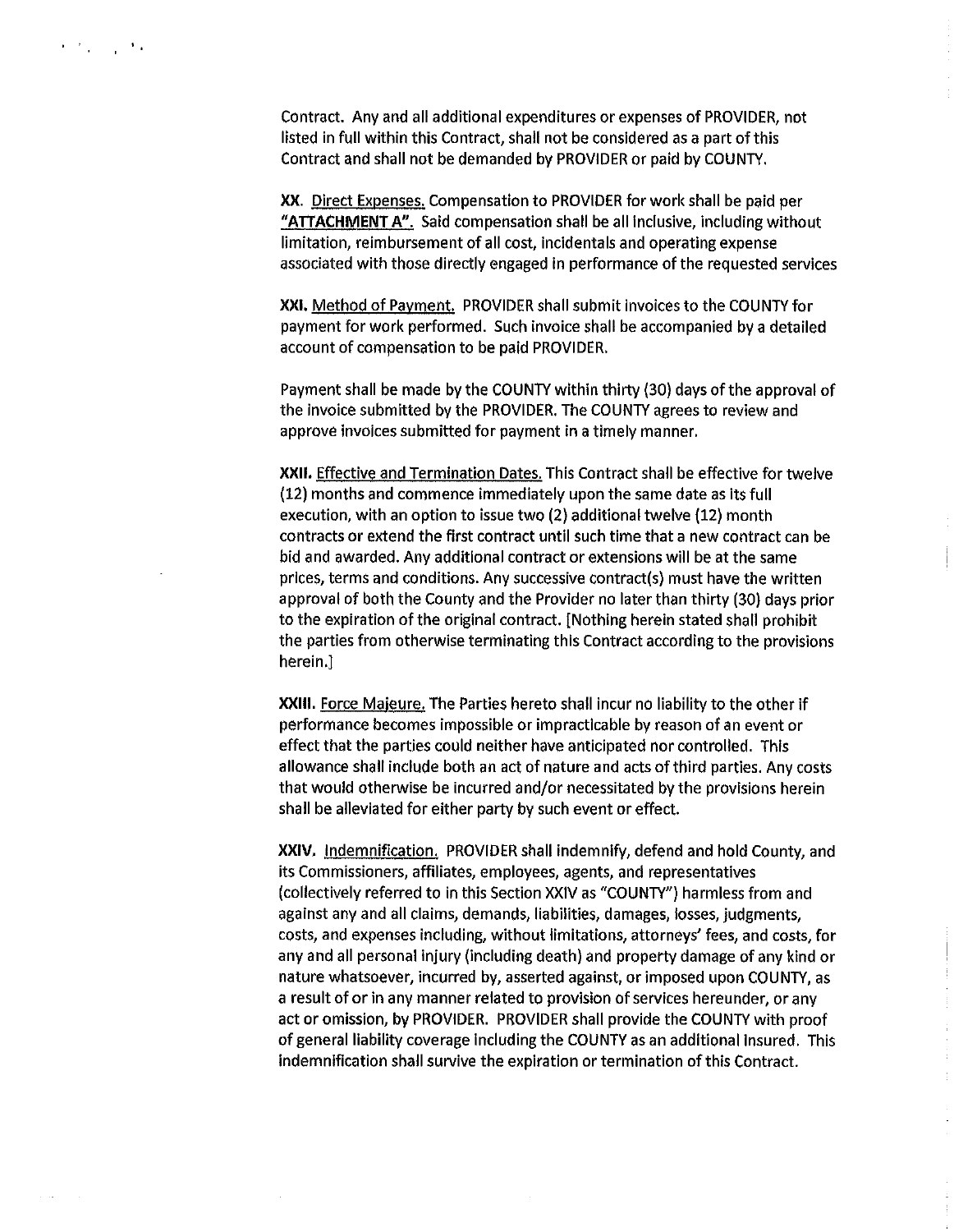Contract. Any and all additional expenditures or expenses of PROVIDER, not listed in full within this Contract, shall not be considered as a part of this Contract and shall not be demanded by PROVIDER or paid by COUNTY.

**XX.** Direct Expenses. Compensation to PROVIDER for work shall be paid per **"ATTACHMENT A"**. Said compensation shall be all inclusive, including without limitation, reimbursement of all cost, incidentals and operating expense associated with those directly engaged in performance of the requested services

**XXI.** Method of Payment. PROVIDER shall submit invoices to the COUNTY for payment for work performed. Such invoice shall be accompanied by a detailed account of compensation to be paid PROVIDER.

Payment shall be made by the COUNTY within thirty (30) days of the approval of the invoice submitted by the PROVIDER. The COUNTY agrees to review and approve invoices submitted for payment in a timely manner.

**XXII.** Effective and Termination Dates. This Contract shall be effective for twelve (12) months and commence immediately upon the same date as its full execution, with an option to issue two (2) additional twelve (12) month contracts or extend the first contract until such time that a new contract can be bid and awarded. Any additional contract or extensions will be at the same prices, terms and conditions. Any successive contract(s) must have the written approval of both the County and the Provider no later than thirty (30) days prior to the expiration of the original contract. [Nothing herein stated shall prohibit the parties from otherwise terminating this Contract according to the provisions herein.]

**XXIII.** Force Majeure. The Parties hereto shall incur no liability to the other if performance becomes impossible or impracticable by reason of an event or effect that the parties could neither have anticipated nor controlled. This allowance shall include both an act of nature and acts of third parties. Any costs that would otherwise be incurred and/or necessitated by the provisions herein shall be alleviated for either party by such event or effect.

**XXIV.** Indemnification. PROVIDER shall indemnify, defend and hold County, and its Commissioners, affiliates, employees, agents, and representatives (collectively referred to in this Section XXIV as "COUNTY") harmless from and against any and all claims, demands, liabilities, damages, losses, judgments, costs, and expenses including, without limitations, attorneys' fees, and costs, for any and all personal injury (including death) and property damage of any kind or nature whatsoever, incurred by, asserted against, or imposed upon COUNTY, as a result of or in any manner related to provision of services hereunder, or any act or omission, by PROVIDER. PROVIDER shall provide the COUNTY with proof of general liability coverage including the COUNTY as an additional insured. This indemnification shall survive the expiration or termination of this Contract.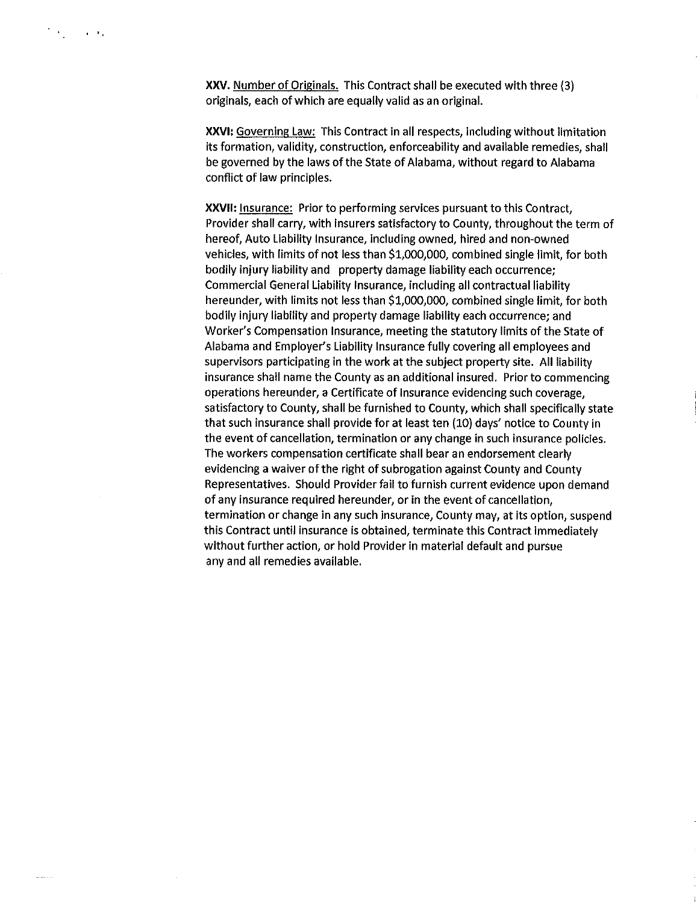**XXV.** Number of Originals. This Contract shall be executed with three (3) originals, each of which are equally valid as an original.

**XXVI:** Governing Law: This Contract in all respects, including without limitation its formation, validity, construction, enforceability and available remedies, shall be governed by the laws of the State of Alabama, without regard to Alabama conflict of law principles.

**XXVII:** Insurance: Prior to performing services pursuant to this Contract, Provider shall carry, with insurers satisfactory to County, throughout the term of hereof, Auto Liability Insurance, including owned, hired and non-owned vehicles, with limits of not less than $1,000,000, combined single limit, for both bodily injury liability and property damage liability each occurrence; Commercial General Liability Insurance, including all contractual liability hereunder, with limits not less than $1,000,000, combined single limit, for both bodily injury liability and property damage liability each occurrence; and Worker's Compensation Insurance, meeting the statutory limits of the State of Alabama and Employer's Liability Insurance fully covering all employees and supervisors participating in the work at the subject property site. All liability insurance shall name the County as an additional insured. Prior to commencing operations hereunder, a Certificate of Insurance evidencing such coverage, satisfactory to County, shall be furnished to County, which shall specifically state that such insurance shall provide for at least ten (10) days' notice to County in the event of cancellation, termination or any change in such insurance policies. The workers compensation certificate shall bear an endorsement clearly evidencing a waiver of the right of subrogation against County and County Representatives. Should Provider fail to furnish current evidence upon demand of any insurance required hereunder, or in the event of cancellation, termination or change in any such insurance, County may, at its option, suspend this Contract until insurance is obtained, terminate this Contract immediately without further action, or hold Provider in material default and pursue any and all remedies available.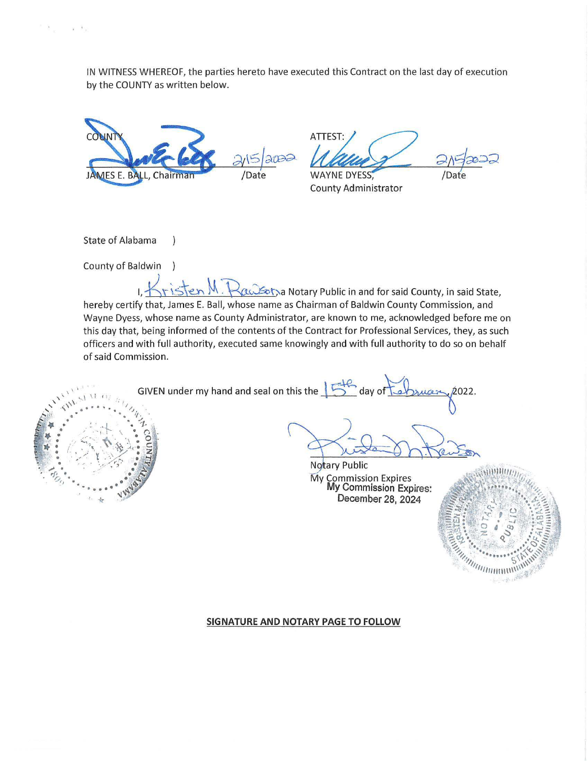IN WITNESS WHEREOF, the parties hereto have executed this Contract on the last day of execution by the COUNTY as written below.

| COUNTY | | ATTEST: | |
|---|---|---|---|
| 2/15/2022 JAMES E. BALL, Chairman | /Date | 2/15/2022 WAYNE DYESS, County Administrator | /Date |

State of Alabama )

County of Baldwin )

I, Kristen M. Rawson a Notary Public in and for said County, in said State, hereby certify that, James E. Ball, whose name as Chairman of Baldwin County Commission, and Wayne Dyess, whose name as County Administrator, are known to me, acknowledged before me on this day that, being informed of the contents of the Contract for Professional Services, they, as such officers and with full authority, executed same knowingly and with full authority to do so on behalf of said Commission.

GIVEN under my hand and seal on this the 15th day of February, 2022.

Notary Public
My Commission Expires
My Commission Expires:
December 28, 2024

**SIGNATURE AND NOTARY PAGE TO FOLLOW**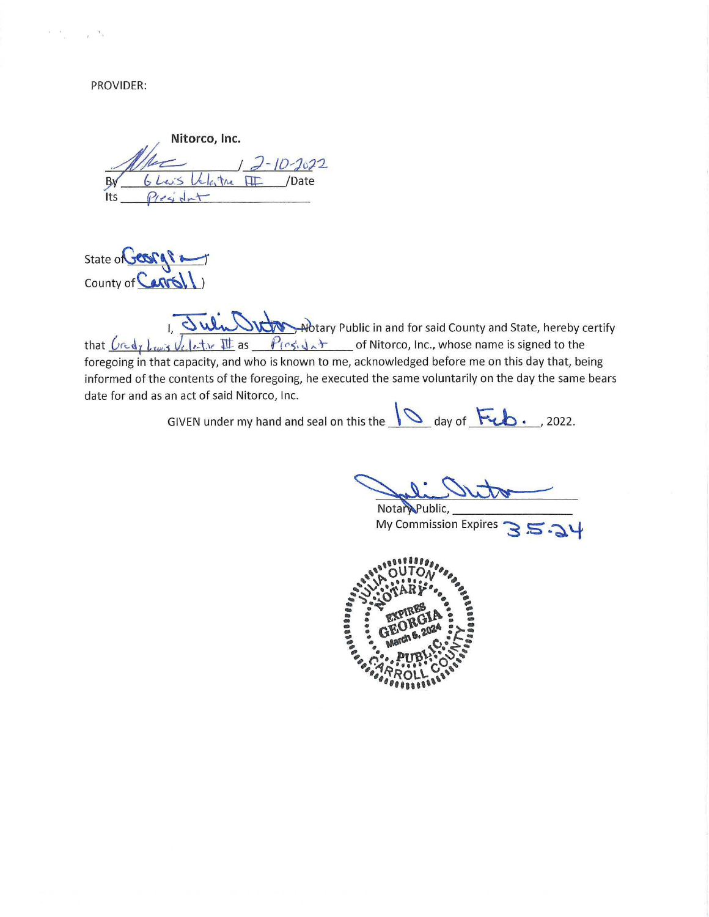PROVIDER:

**Nitorco, Inc.**

By G Lewis Valentine III /2-10-2022 /Date

Its President

State of Georgia )
County of Carroll )

I, Julia Outon, Notary Public in and for said County and State, hereby certify that Grady Lewis Valentine III as President of Nitorco, Inc., whose name is signed to the foregoing in that capacity, and who is known to me, acknowledged before me on this day that, being informed of the contents of the foregoing, he executed the same voluntarily on the day the same bears date for and as an act of said Nitorco, Inc.

GIVEN under my hand and seal on this the 10 day of Feb., 2022.

Notary Public, ___________________
My Commission Expires 3.5.24

JULIA OUTON
NOTARY
EXPIRES
GEORGIA
March 5, 2024
PUBLIC
CARROLL COUNTY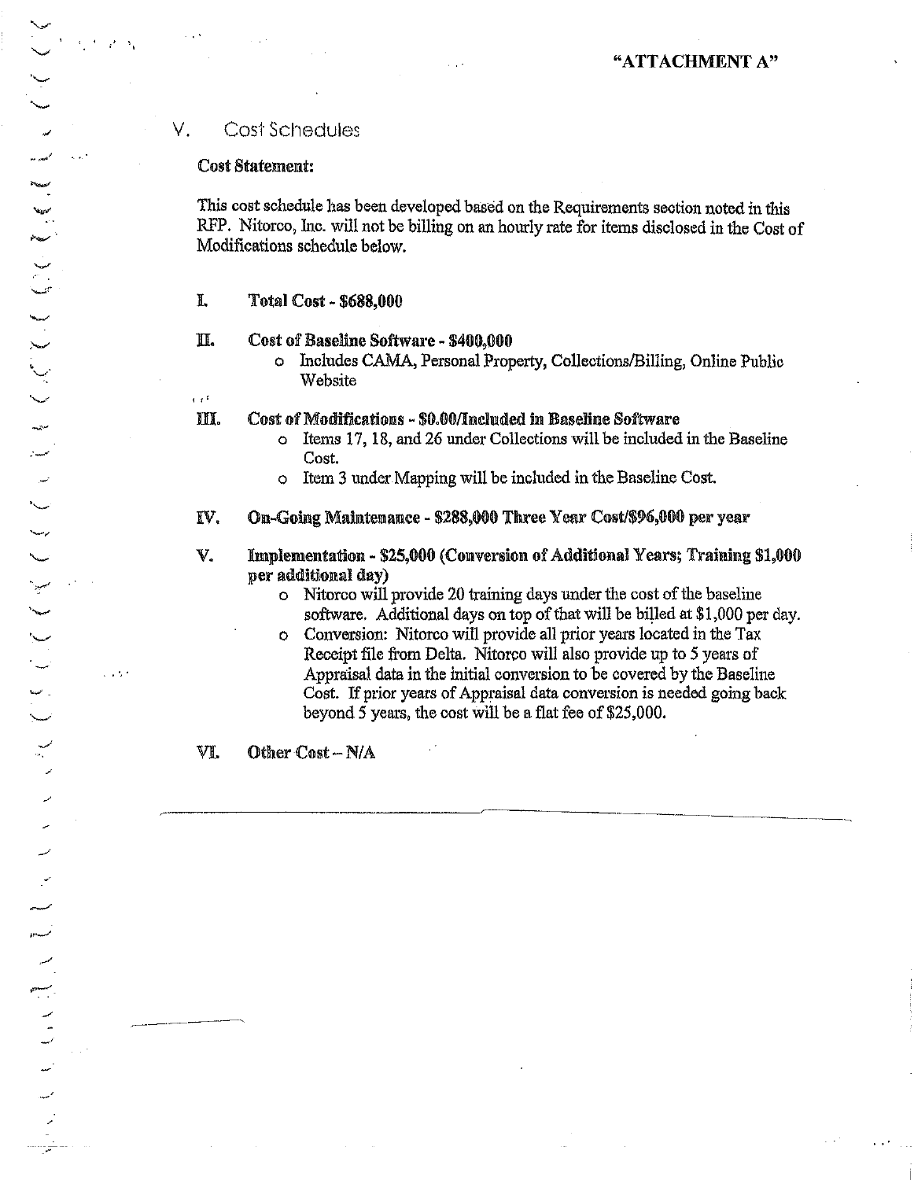**"ATTACHMENT A"**

## V. Cost Schedules

**Cost Statement:**

This cost schedule has been developed based on the Requirements section noted in this RFP. Nitorco, Inc. will not be billing on an hourly rate for items disclosed in the Cost of Modifications schedule below.

I. **Total Cost - $688,000**

II. **Cost of Baseline Software - $400,000**
   - Includes CAMA, Personal Property, Collections/Billing, Online Public Website

III. **Cost of Modifications - $0.00/Included in Baseline Software**
   - Items 17, 18, and 26 under Collections will be included in the Baseline Cost.
   - Item 3 under Mapping will be included in the Baseline Cost.

IV. **On-Going Maintenance - $288,000 Three Year Cost/$96,000 per year**

V. **Implementation - $25,000 (Conversion of Additional Years; Training $1,000 per additional day)**
   - Nitorco will provide 20 training days under the cost of the baseline software. Additional days on top of that will be billed at $1,000 per day.
   - Conversion: Nitorco will provide all prior years located in the Tax Receipt file from Delta. Nitorco will also provide up to 5 years of Appraisal data in the initial conversion to be covered by the Baseline Cost. If prior years of Appraisal data conversion is needed going back beyond 5 years, the cost will be a flat fee of $25,000.

VI. **Other Cost – N/A**